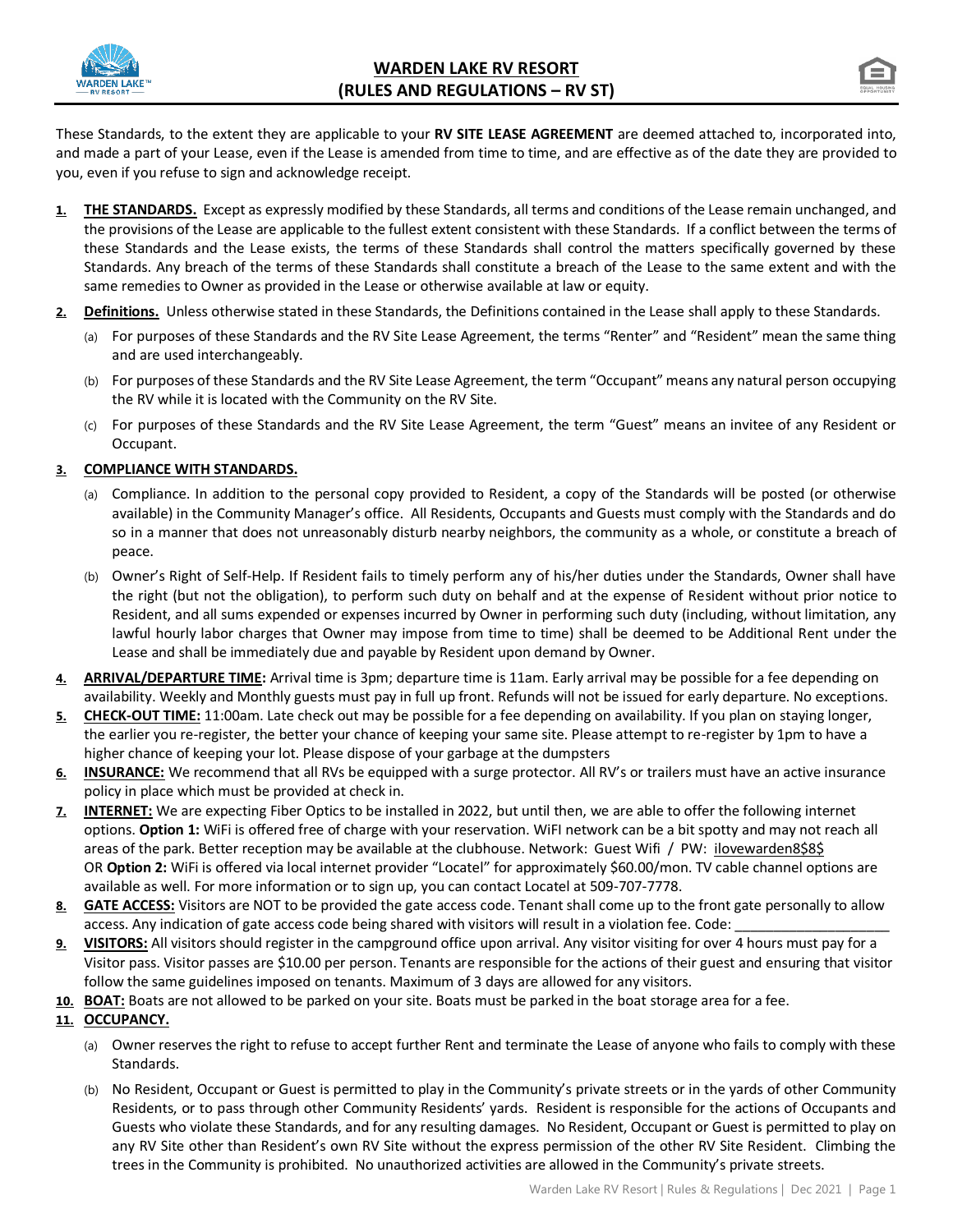# WARDEN LAKE RV RESORT
# (RULES AND REGULATIONS – RV ST)

These Standards, to the extent they are applicable to your **RV SITE LEASE AGREEMENT** are deemed attached to, incorporated into, and made a part of your Lease, even if the Lease is amended from time to time, and are effective as of the date they are provided to you, even if you refuse to sign and acknowledge receipt.

1. **THE STANDARDS.** Except as expressly modified by these Standards, all terms and conditions of the Lease remain unchanged, and the provisions of the Lease are applicable to the fullest extent consistent with these Standards. If a conflict between the terms of these Standards and the Lease exists, the terms of these Standards shall control the matters specifically governed by these Standards. Any breach of the terms of these Standards shall constitute a breach of the Lease to the same extent and with the same remedies to Owner as provided in the Lease or otherwise available at law or equity.

2. **Definitions.** Unless otherwise stated in these Standards, the Definitions contained in the Lease shall apply to these Standards.
   - (a) For purposes of these Standards and the RV Site Lease Agreement, the terms "Renter" and "Resident" mean the same thing and are used interchangeably.
   - (b) For purposes of these Standards and the RV Site Lease Agreement, the term "Occupant" means any natural person occupying the RV while it is located with the Community on the RV Site.
   - (c) For purposes of these Standards and the RV Site Lease Agreement, the term "Guest" means an invitee of any Resident or Occupant.

3. **COMPLIANCE WITH STANDARDS.**
   - (a) Compliance. In addition to the personal copy provided to Resident, a copy of the Standards will be posted (or otherwise available) in the Community Manager's office. All Residents, Occupants and Guests must comply with the Standards and do so in a manner that does not unreasonably disturb nearby neighbors, the community as a whole, or constitute a breach of peace.
   - (b) Owner's Right of Self-Help. If Resident fails to timely perform any of his/her duties under the Standards, Owner shall have the right (but not the obligation), to perform such duty on behalf and at the expense of Resident without prior notice to Resident, and all sums expended or expenses incurred by Owner in performing such duty (including, without limitation, any lawful hourly labor charges that Owner may impose from time to time) shall be deemed to be Additional Rent under the Lease and shall be immediately due and payable by Resident upon demand by Owner.

4. **ARRIVAL/DEPARTURE TIME:** Arrival time is 3pm; departure time is 11am. Early arrival may be possible for a fee depending on availability. Weekly and Monthly guests must pay in full up front. Refunds will not be issued for early departure. No exceptions.

5. **CHECK-OUT TIME:** 11:00am. Late check out may be possible for a fee depending on availability. If you plan on staying longer, the earlier you re-register, the better your chance of keeping your same site. Please attempt to re-register by 1pm to have a higher chance of keeping your lot. Please dispose of your garbage at the dumpsters

6. **INSURANCE:** We recommend that all RVs be equipped with a surge protector. All RV's or trailers must have an active insurance policy in place which must be provided at check in.

7. **INTERNET:** We are expecting Fiber Optics to be installed in 2022, but until then, we are able to offer the following internet options. **Option 1:** WiFi is offered free of charge with your reservation. WiFI network can be a bit spotty and may not reach all areas of the park. Better reception may be available at the clubhouse. Network: Guest Wifi / PW: ilovewarden8$8$
   OR **Option 2:** WiFi is offered via local internet provider "Locatel" for approximately $60.00/mon. TV cable channel options are available as well. For more information or to sign up, you can contact Locatel at 509-707-7778.

8. **GATE ACCESS:** Visitors are NOT to be provided the gate access code. Tenant shall come up to the front gate personally to allow access. Any indication of gate access code being shared with visitors will result in a violation fee. Code: ____________________

9. **VISITORS:** All visitors should register in the campground office upon arrival. Any visitor visiting for over 4 hours must pay for a Visitor pass. Visitor passes are $10.00 per person. Tenants are responsible for the actions of their guest and ensuring that visitor follow the same guidelines imposed on tenants. Maximum of 3 days are allowed for any visitors.

10. **BOAT:** Boats are not allowed to be parked on your site. Boats must be parked in the boat storage area for a fee.

11. **OCCUPANCY.**
    - (a) Owner reserves the right to refuse to accept further Rent and terminate the Lease of anyone who fails to comply with these Standards.
    - (b) No Resident, Occupant or Guest is permitted to play in the Community's private streets or in the yards of other Community Residents, or to pass through other Community Residents' yards. Resident is responsible for the actions of Occupants and Guests who violate these Standards, and for any resulting damages. No Resident, Occupant or Guest is permitted to play on any RV Site other than Resident's own RV Site without the express permission of the other RV Site Resident. Climbing the trees in the Community is prohibited. No unauthorized activities are allowed in the Community's private streets.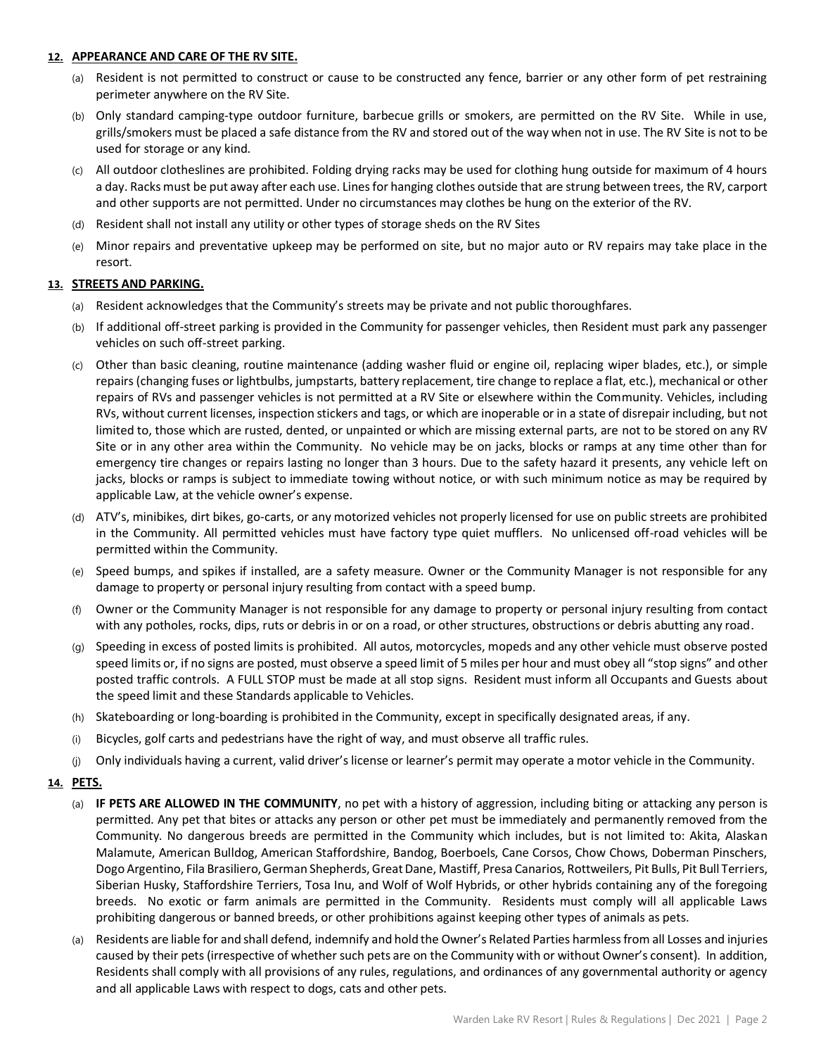**12. APPEARANCE AND CARE OF THE RV SITE.**

(a) Resident is not permitted to construct or cause to be constructed any fence, barrier or any other form of pet restraining perimeter anywhere on the RV Site.

(b) Only standard camping-type outdoor furniture, barbecue grills or smokers, are permitted on the RV Site. While in use, grills/smokers must be placed a safe distance from the RV and stored out of the way when not in use. The RV Site is not to be used for storage or any kind.

(c) All outdoor clotheslines are prohibited. Folding drying racks may be used for clothing hung outside for maximum of 4 hours a day. Racks must be put away after each use. Lines for hanging clothes outside that are strung between trees, the RV, carport and other supports are not permitted. Under no circumstances may clothes be hung on the exterior of the RV.

(d) Resident shall not install any utility or other types of storage sheds on the RV Sites

(e) Minor repairs and preventative upkeep may be performed on site, but no major auto or RV repairs may take place in the resort.

**13. STREETS AND PARKING.**

(a) Resident acknowledges that the Community's streets may be private and not public thoroughfares.

(b) If additional off-street parking is provided in the Community for passenger vehicles, then Resident must park any passenger vehicles on such off-street parking.

(c) Other than basic cleaning, routine maintenance (adding washer fluid or engine oil, replacing wiper blades, etc.), or simple repairs (changing fuses or lightbulbs, jumpstarts, battery replacement, tire change to replace a flat, etc.), mechanical or other repairs of RVs and passenger vehicles is not permitted at a RV Site or elsewhere within the Community. Vehicles, including RVs, without current licenses, inspection stickers and tags, or which are inoperable or in a state of disrepair including, but not limited to, those which are rusted, dented, or unpainted or which are missing external parts, are not to be stored on any RV Site or in any other area within the Community. No vehicle may be on jacks, blocks or ramps at any time other than for emergency tire changes or repairs lasting no longer than 3 hours. Due to the safety hazard it presents, any vehicle left on jacks, blocks or ramps is subject to immediate towing without notice, or with such minimum notice as may be required by applicable Law, at the vehicle owner's expense.

(d) ATV's, minibikes, dirt bikes, go-carts, or any motorized vehicles not properly licensed for use on public streets are prohibited in the Community. All permitted vehicles must have factory type quiet mufflers. No unlicensed off-road vehicles will be permitted within the Community.

(e) Speed bumps, and spikes if installed, are a safety measure. Owner or the Community Manager is not responsible for any damage to property or personal injury resulting from contact with a speed bump.

(f) Owner or the Community Manager is not responsible for any damage to property or personal injury resulting from contact with any potholes, rocks, dips, ruts or debris in or on a road, or other structures, obstructions or debris abutting any road.

(g) Speeding in excess of posted limits is prohibited. All autos, motorcycles, mopeds and any other vehicle must observe posted speed limits or, if no signs are posted, must observe a speed limit of 5 miles per hour and must obey all "stop signs" and other posted traffic controls. A FULL STOP must be made at all stop signs. Resident must inform all Occupants and Guests about the speed limit and these Standards applicable to Vehicles.

(h) Skateboarding or long-boarding is prohibited in the Community, except in specifically designated areas, if any.

(i) Bicycles, golf carts and pedestrians have the right of way, and must observe all traffic rules.

(j) Only individuals having a current, valid driver's license or learner's permit may operate a motor vehicle in the Community.

**14. PETS.**

(a) **IF PETS ARE ALLOWED IN THE COMMUNITY**, no pet with a history of aggression, including biting or attacking any person is permitted. Any pet that bites or attacks any person or other pet must be immediately and permanently removed from the Community. No dangerous breeds are permitted in the Community which includes, but is not limited to: Akita, Alaskan Malamute, American Bulldog, American Staffordshire, Bandog, Boerboels, Cane Corsos, Chow Chows, Doberman Pinschers, Dogo Argentino, Fila Brasiliero, German Shepherds, Great Dane, Mastiff, Presa Canarios, Rottweilers, Pit Bulls, Pit Bull Terriers, Siberian Husky, Staffordshire Terriers, Tosa Inu, and Wolf of Wolf Hybrids, or other hybrids containing any of the foregoing breeds. No exotic or farm animals are permitted in the Community. Residents must comply will all applicable Laws prohibiting dangerous or banned breeds, or other prohibitions against keeping other types of animals as pets.

(a) Residents are liable for and shall defend, indemnify and hold the Owner's Related Parties harmless from all Losses and injuries caused by their pets (irrespective of whether such pets are on the Community with or without Owner's consent). In addition, Residents shall comply with all provisions of any rules, regulations, and ordinances of any governmental authority or agency and all applicable Laws with respect to dogs, cats and other pets.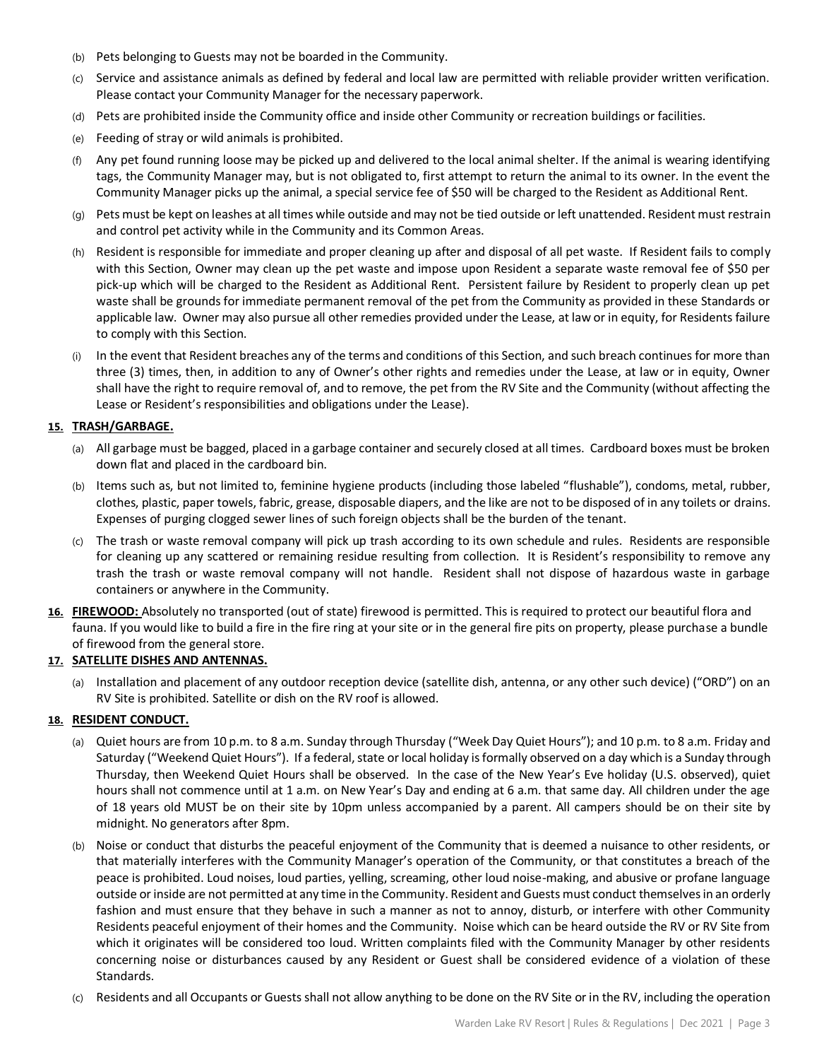(b) Pets belonging to Guests may not be boarded in the Community.

(c) Service and assistance animals as defined by federal and local law are permitted with reliable provider written verification. Please contact your Community Manager for the necessary paperwork.

(d) Pets are prohibited inside the Community office and inside other Community or recreation buildings or facilities.

(e) Feeding of stray or wild animals is prohibited.

(f) Any pet found running loose may be picked up and delivered to the local animal shelter. If the animal is wearing identifying tags, the Community Manager may, but is not obligated to, first attempt to return the animal to its owner. In the event the Community Manager picks up the animal, a special service fee of $50 will be charged to the Resident as Additional Rent.

(g) Pets must be kept on leashes at all times while outside and may not be tied outside or left unattended. Resident must restrain and control pet activity while in the Community and its Common Areas.

(h) Resident is responsible for immediate and proper cleaning up after and disposal of all pet waste. If Resident fails to comply with this Section, Owner may clean up the pet waste and impose upon Resident a separate waste removal fee of $50 per pick-up which will be charged to the Resident as Additional Rent. Persistent failure by Resident to properly clean up pet waste shall be grounds for immediate permanent removal of the pet from the Community as provided in these Standards or applicable law. Owner may also pursue all other remedies provided under the Lease, at law or in equity, for Residents failure to comply with this Section.

(i) In the event that Resident breaches any of the terms and conditions of this Section, and such breach continues for more than three (3) times, then, in addition to any of Owner's other rights and remedies under the Lease, at law or in equity, Owner shall have the right to require removal of, and to remove, the pet from the RV Site and the Community (without affecting the Lease or Resident's responsibilities and obligations under the Lease).

**15. TRASH/GARBAGE.**

(a) All garbage must be bagged, placed in a garbage container and securely closed at all times. Cardboard boxes must be broken down flat and placed in the cardboard bin.

(b) Items such as, but not limited to, feminine hygiene products (including those labeled "flushable"), condoms, metal, rubber, clothes, plastic, paper towels, fabric, grease, disposable diapers, and the like are not to be disposed of in any toilets or drains. Expenses of purging clogged sewer lines of such foreign objects shall be the burden of the tenant.

(c) The trash or waste removal company will pick up trash according to its own schedule and rules. Residents are responsible for cleaning up any scattered or remaining residue resulting from collection. It is Resident's responsibility to remove any trash the trash or waste removal company will not handle. Resident shall not dispose of hazardous waste in garbage containers or anywhere in the Community.

**16. FIREWOOD:** Absolutely no transported (out of state) firewood is permitted. This is required to protect our beautiful flora and fauna. If you would like to build a fire in the fire ring at your site or in the general fire pits on property, please purchase a bundle of firewood from the general store.

**17. SATELLITE DISHES AND ANTENNAS.**

(a) Installation and placement of any outdoor reception device (satellite dish, antenna, or any other such device) ("ORD") on an RV Site is prohibited. Satellite or dish on the RV roof is allowed.

**18. RESIDENT CONDUCT.**

(a) Quiet hours are from 10 p.m. to 8 a.m. Sunday through Thursday ("Week Day Quiet Hours"); and 10 p.m. to 8 a.m. Friday and Saturday ("Weekend Quiet Hours"). If a federal, state or local holiday is formally observed on a day which is a Sunday through Thursday, then Weekend Quiet Hours shall be observed. In the case of the New Year's Eve holiday (U.S. observed), quiet hours shall not commence until at 1 a.m. on New Year's Day and ending at 6 a.m. that same day. All children under the age of 18 years old MUST be on their site by 10pm unless accompanied by a parent. All campers should be on their site by midnight. No generators after 8pm.

(b) Noise or conduct that disturbs the peaceful enjoyment of the Community that is deemed a nuisance to other residents, or that materially interferes with the Community Manager's operation of the Community, or that constitutes a breach of the peace is prohibited. Loud noises, loud parties, yelling, screaming, other loud noise-making, and abusive or profane language outside or inside are not permitted at any time in the Community. Resident and Guests must conduct themselves in an orderly fashion and must ensure that they behave in such a manner as not to annoy, disturb, or interfere with other Community Residents peaceful enjoyment of their homes and the Community. Noise which can be heard outside the RV or RV Site from which it originates will be considered too loud. Written complaints filed with the Community Manager by other residents concerning noise or disturbances caused by any Resident or Guest shall be considered evidence of a violation of these Standards.

(c) Residents and all Occupants or Guests shall not allow anything to be done on the RV Site or in the RV, including the operation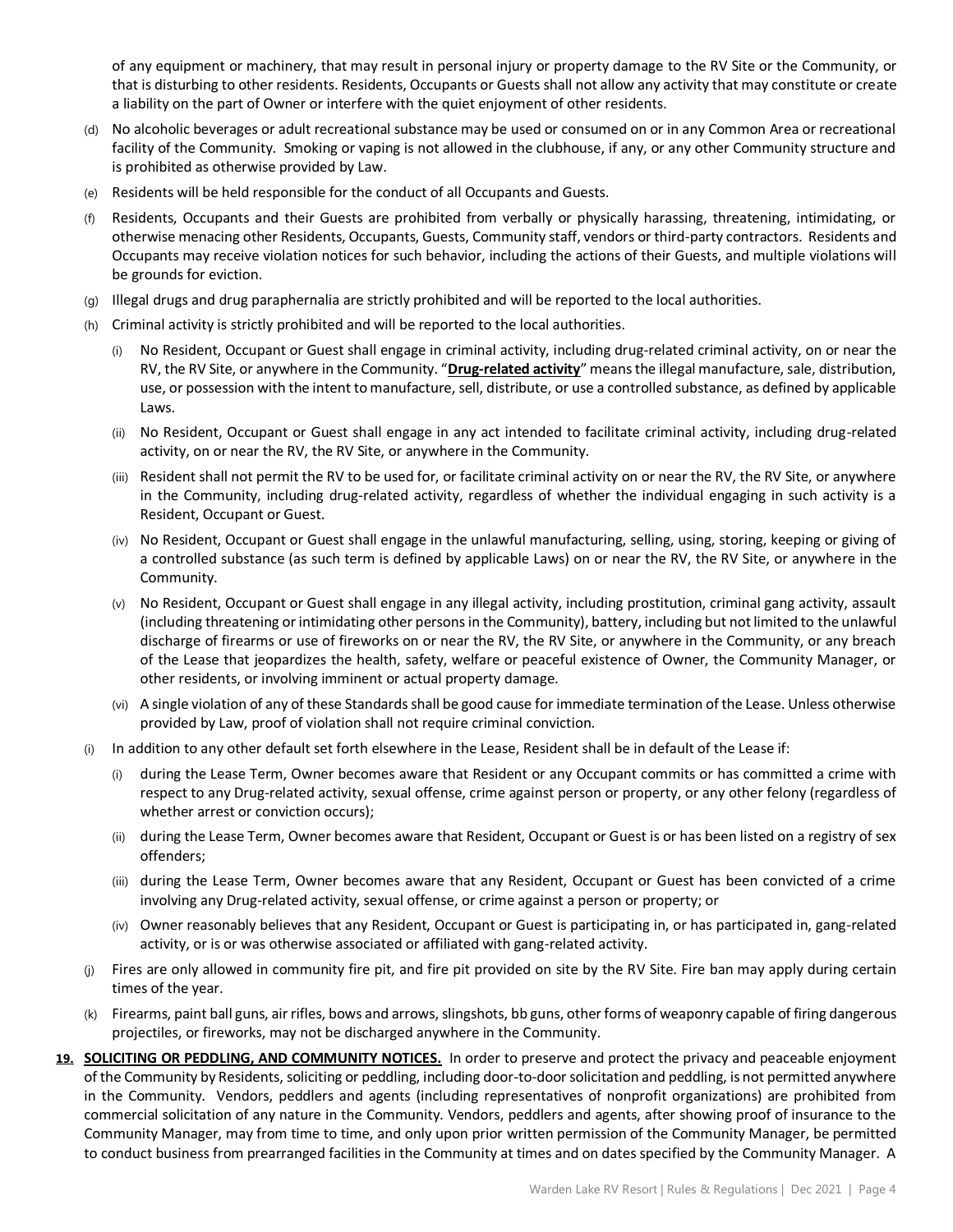of any equipment or machinery, that may result in personal injury or property damage to the RV Site or the Community, or that is disturbing to other residents. Residents, Occupants or Guests shall not allow any activity that may constitute or create a liability on the part of Owner or interfere with the quiet enjoyment of other residents.

(d) No alcoholic beverages or adult recreational substance may be used or consumed on or in any Common Area or recreational facility of the Community. Smoking or vaping is not allowed in the clubhouse, if any, or any other Community structure and is prohibited as otherwise provided by Law.

(e) Residents will be held responsible for the conduct of all Occupants and Guests.

(f) Residents, Occupants and their Guests are prohibited from verbally or physically harassing, threatening, intimidating, or otherwise menacing other Residents, Occupants, Guests, Community staff, vendors or third-party contractors. Residents and Occupants may receive violation notices for such behavior, including the actions of their Guests, and multiple violations will be grounds for eviction.

(g) Illegal drugs and drug paraphernalia are strictly prohibited and will be reported to the local authorities.

(h) Criminal activity is strictly prohibited and will be reported to the local authorities.

   (i) No Resident, Occupant or Guest shall engage in criminal activity, including drug-related criminal activity, on or near the RV, the RV Site, or anywhere in the Community. "**Drug-related activity**" means the illegal manufacture, sale, distribution, use, or possession with the intent to manufacture, sell, distribute, or use a controlled substance, as defined by applicable Laws.

   (ii) No Resident, Occupant or Guest shall engage in any act intended to facilitate criminal activity, including drug-related activity, on or near the RV, the RV Site, or anywhere in the Community.

   (iii) Resident shall not permit the RV to be used for, or facilitate criminal activity on or near the RV, the RV Site, or anywhere in the Community, including drug-related activity, regardless of whether the individual engaging in such activity is a Resident, Occupant or Guest.

   (iv) No Resident, Occupant or Guest shall engage in the unlawful manufacturing, selling, using, storing, keeping or giving of a controlled substance (as such term is defined by applicable Laws) on or near the RV, the RV Site, or anywhere in the Community.

   (v) No Resident, Occupant or Guest shall engage in any illegal activity, including prostitution, criminal gang activity, assault (including threatening or intimidating other persons in the Community), battery, including but not limited to the unlawful discharge of firearms or use of fireworks on or near the RV, the RV Site, or anywhere in the Community, or any breach of the Lease that jeopardizes the health, safety, welfare or peaceful existence of Owner, the Community Manager, or other residents, or involving imminent or actual property damage.

   (vi) A single violation of any of these Standards shall be good cause for immediate termination of the Lease. Unless otherwise provided by Law, proof of violation shall not require criminal conviction.

(i) In addition to any other default set forth elsewhere in the Lease, Resident shall be in default of the Lease if:

   (i) during the Lease Term, Owner becomes aware that Resident or any Occupant commits or has committed a crime with respect to any Drug-related activity, sexual offense, crime against person or property, or any other felony (regardless of whether arrest or conviction occurs);

   (ii) during the Lease Term, Owner becomes aware that Resident, Occupant or Guest is or has been listed on a registry of sex offenders;

   (iii) during the Lease Term, Owner becomes aware that any Resident, Occupant or Guest has been convicted of a crime involving any Drug-related activity, sexual offense, or crime against a person or property; or

   (iv) Owner reasonably believes that any Resident, Occupant or Guest is participating in, or has participated in, gang-related activity, or is or was otherwise associated or affiliated with gang-related activity.

(j) Fires are only allowed in community fire pit, and fire pit provided on site by the RV Site. Fire ban may apply during certain times of the year.

(k) Firearms, paint ball guns, air rifles, bows and arrows, slingshots, bb guns, other forms of weaponry capable of firing dangerous projectiles, or fireworks, may not be discharged anywhere in the Community.

**19. SOLICITING OR PEDDLING, AND COMMUNITY NOTICES.** In order to preserve and protect the privacy and peaceable enjoyment of the Community by Residents, soliciting or peddling, including door-to-door solicitation and peddling, is not permitted anywhere in the Community. Vendors, peddlers and agents (including representatives of nonprofit organizations) are prohibited from commercial solicitation of any nature in the Community. Vendors, peddlers and agents, after showing proof of insurance to the Community Manager, may from time to time, and only upon prior written permission of the Community Manager, be permitted to conduct business from prearranged facilities in the Community at times and on dates specified by the Community Manager. A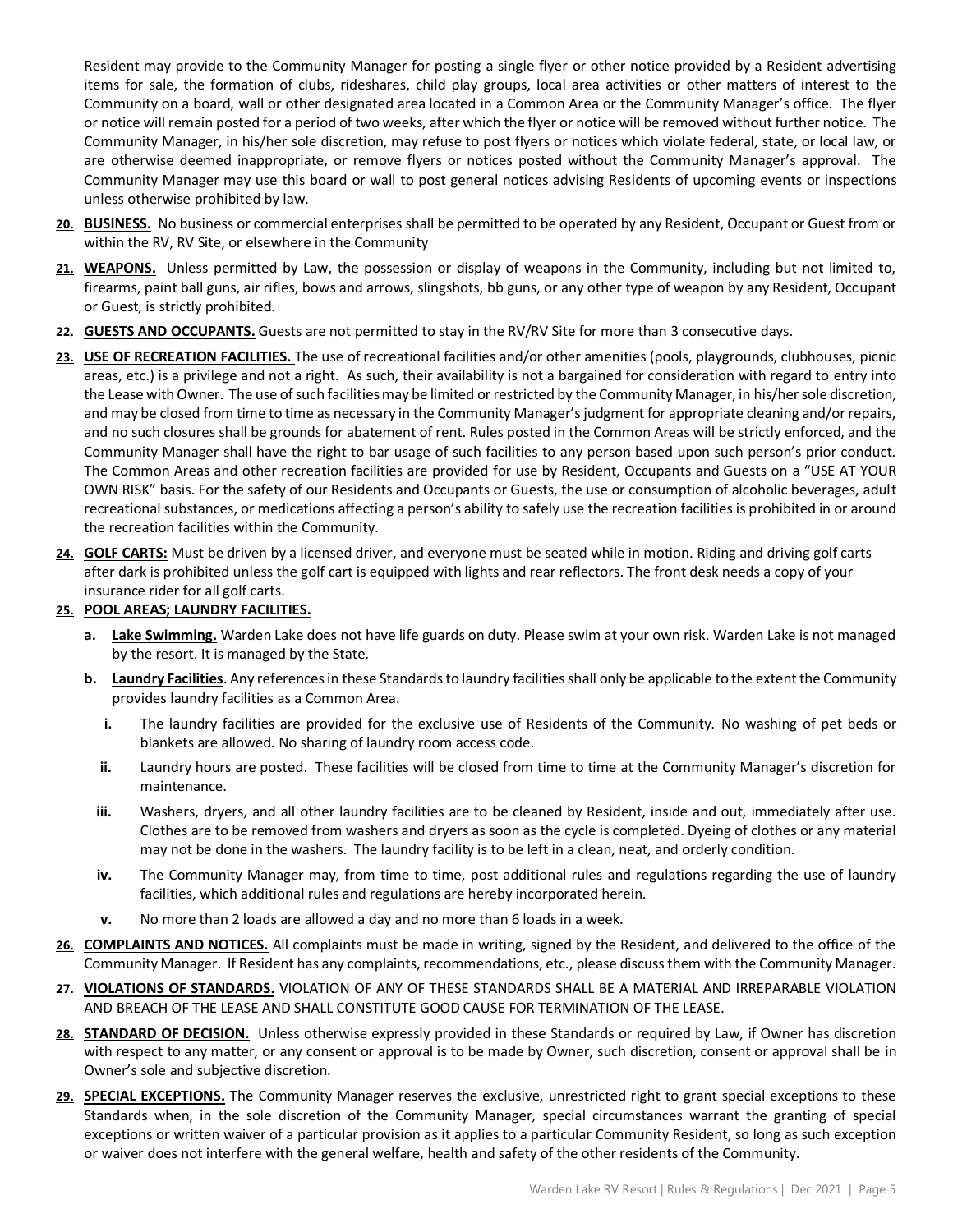Resident may provide to the Community Manager for posting a single flyer or other notice provided by a Resident advertising items for sale, the formation of clubs, rideshares, child play groups, local area activities or other matters of interest to the Community on a board, wall or other designated area located in a Common Area or the Community Manager's office. The flyer or notice will remain posted for a period of two weeks, after which the flyer or notice will be removed without further notice. The Community Manager, in his/her sole discretion, may refuse to post flyers or notices which violate federal, state, or local law, or are otherwise deemed inappropriate, or remove flyers or notices posted without the Community Manager's approval. The Community Manager may use this board or wall to post general notices advising Residents of upcoming events or inspections unless otherwise prohibited by law.

20. **BUSINESS.** No business or commercial enterprises shall be permitted to be operated by any Resident, Occupant or Guest from or within the RV, RV Site, or elsewhere in the Community

21. **WEAPONS.** Unless permitted by Law, the possession or display of weapons in the Community, including but not limited to, firearms, paint ball guns, air rifles, bows and arrows, slingshots, bb guns, or any other type of weapon by any Resident, Occupant or Guest, is strictly prohibited.

22. **GUESTS AND OCCUPANTS.** Guests are not permitted to stay in the RV/RV Site for more than 3 consecutive days.

23. **USE OF RECREATION FACILITIES.** The use of recreational facilities and/or other amenities (pools, playgrounds, clubhouses, picnic areas, etc.) is a privilege and not a right. As such, their availability is not a bargained for consideration with regard to entry into the Lease with Owner. The use of such facilities may be limited or restricted by the Community Manager, in his/her sole discretion, and may be closed from time to time as necessary in the Community Manager's judgment for appropriate cleaning and/or repairs, and no such closures shall be grounds for abatement of rent. Rules posted in the Common Areas will be strictly enforced, and the Community Manager shall have the right to bar usage of such facilities to any person based upon such person's prior conduct. The Common Areas and other recreation facilities are provided for use by Resident, Occupants and Guests on a "USE AT YOUR OWN RISK" basis. For the safety of our Residents and Occupants or Guests, the use or consumption of alcoholic beverages, adult recreational substances, or medications affecting a person's ability to safely use the recreation facilities is prohibited in or around the recreation facilities within the Community.

24. **GOLF CARTS:** Must be driven by a licensed driver, and everyone must be seated while in motion. Riding and driving golf carts after dark is prohibited unless the golf cart is equipped with lights and rear reflectors. The front desk needs a copy of your insurance rider for all golf carts.

25. **POOL AREAS; LAUNDRY FACILITIES.**
    - **a. Lake Swimming.** Warden Lake does not have life guards on duty. Please swim at your own risk. Warden Lake is not managed by the resort. It is managed by the State.
    - **b. Laundry Facilities**. Any references in these Standards to laundry facilities shall only be applicable to the extent the Community provides laundry facilities as a Common Area.
        - **i.** The laundry facilities are provided for the exclusive use of Residents of the Community. No washing of pet beds or blankets are allowed. No sharing of laundry room access code.
        - **ii.** Laundry hours are posted. These facilities will be closed from time to time at the Community Manager's discretion for maintenance.
        - **iii.** Washers, dryers, and all other laundry facilities are to be cleaned by Resident, inside and out, immediately after use. Clothes are to be removed from washers and dryers as soon as the cycle is completed. Dyeing of clothes or any material may not be done in the washers. The laundry facility is to be left in a clean, neat, and orderly condition.
        - **iv.** The Community Manager may, from time to time, post additional rules and regulations regarding the use of laundry facilities, which additional rules and regulations are hereby incorporated herein.
        - **v.** No more than 2 loads are allowed a day and no more than 6 loads in a week.

26. **COMPLAINTS AND NOTICES.** All complaints must be made in writing, signed by the Resident, and delivered to the office of the Community Manager. If Resident has any complaints, recommendations, etc., please discuss them with the Community Manager.

27. **VIOLATIONS OF STANDARDS.** VIOLATION OF ANY OF THESE STANDARDS SHALL BE A MATERIAL AND IRREPARABLE VIOLATION AND BREACH OF THE LEASE AND SHALL CONSTITUTE GOOD CAUSE FOR TERMINATION OF THE LEASE.

28. **STANDARD OF DECISION.** Unless otherwise expressly provided in these Standards or required by Law, if Owner has discretion with respect to any matter, or any consent or approval is to be made by Owner, such discretion, consent or approval shall be in Owner's sole and subjective discretion.

29. **SPECIAL EXCEPTIONS.** The Community Manager reserves the exclusive, unrestricted right to grant special exceptions to these Standards when, in the sole discretion of the Community Manager, special circumstances warrant the granting of special exceptions or written waiver of a particular provision as it applies to a particular Community Resident, so long as such exception or waiver does not interfere with the general welfare, health and safety of the other residents of the Community.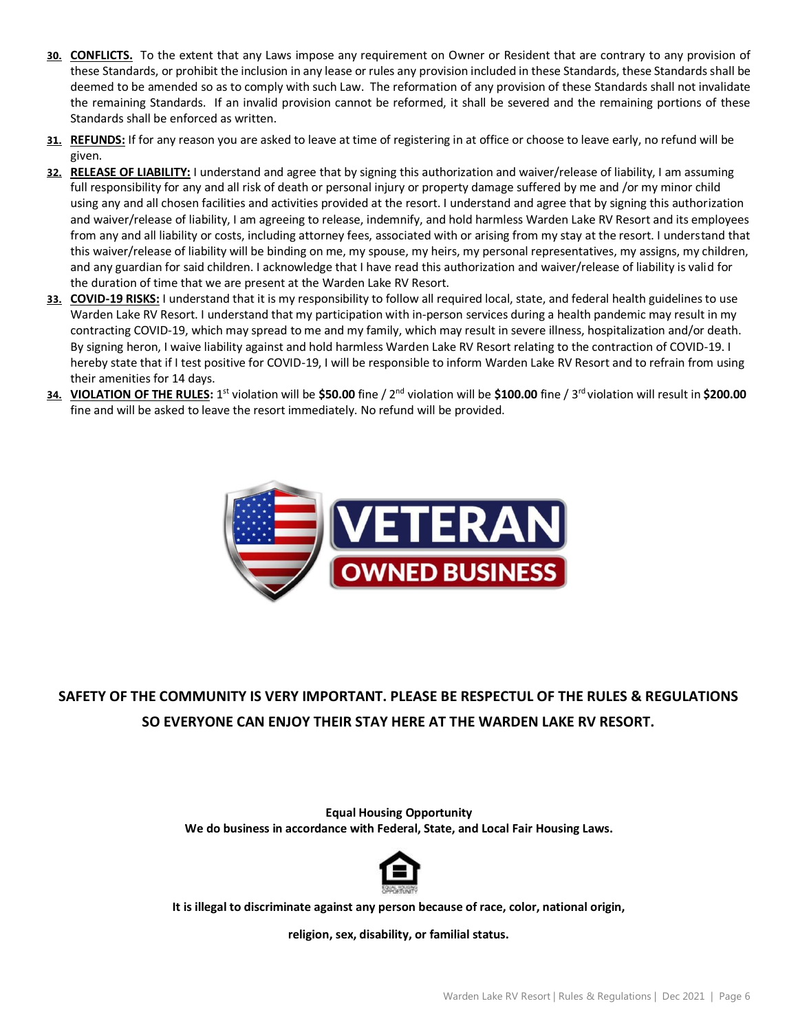30. **CONFLICTS.** To the extent that any Laws impose any requirement on Owner or Resident that are contrary to any provision of these Standards, or prohibit the inclusion in any lease or rules any provision included in these Standards, these Standards shall be deemed to be amended so as to comply with such Law. The reformation of any provision of these Standards shall not invalidate the remaining Standards. If an invalid provision cannot be reformed, it shall be severed and the remaining portions of these Standards shall be enforced as written.
31. **REFUNDS:** If for any reason you are asked to leave at time of registering in at office or choose to leave early, no refund will be given.
32. **RELEASE OF LIABILITY:** I understand and agree that by signing this authorization and waiver/release of liability, I am assuming full responsibility for any and all risk of death or personal injury or property damage suffered by me and /or my minor child using any and all chosen facilities and activities provided at the resort. I understand and agree that by signing this authorization and waiver/release of liability, I am agreeing to release, indemnify, and hold harmless Warden Lake RV Resort and its employees from any and all liability or costs, including attorney fees, associated with or arising from my stay at the resort. I understand that this waiver/release of liability will be binding on me, my spouse, my heirs, my personal representatives, my assigns, my children, and any guardian for said children. I acknowledge that I have read this authorization and waiver/release of liability is valid for the duration of time that we are present at the Warden Lake RV Resort.
33. **COVID-19 RISKS:** I understand that it is my responsibility to follow all required local, state, and federal health guidelines to use Warden Lake RV Resort. I understand that my participation with in-person services during a health pandemic may result in my contracting COVID-19, which may spread to me and my family, which may result in severe illness, hospitalization and/or death. By signing heron, I waive liability against and hold harmless Warden Lake RV Resort relating to the contraction of COVID-19. I hereby state that if I test positive for COVID-19, I will be responsible to inform Warden Lake RV Resort and to refrain from using their amenities for 14 days.
34. **VIOLATION OF THE RULES**: 1st violation will be **$50.00** fine / 2nd violation will be **$100.00** fine / 3rd violation will result in **$200.00** fine and will be asked to leave the resort immediately. No refund will be provided.

VETERAN OWNED BUSINESS

**SAFETY OF THE COMMUNITY IS VERY IMPORTANT. PLEASE BE RESPECTUL OF THE RULES & REGULATIONS SO EVERYONE CAN ENJOY THEIR STAY HERE AT THE WARDEN LAKE RV RESORT.**

**Equal Housing Opportunity**
**We do business in accordance with Federal, State, and Local Fair Housing Laws.**

EQUAL HOUSING OPPORTUNITY

**It is illegal to discriminate against any person because of race, color, national origin, religion, sex, disability, or familial status.**